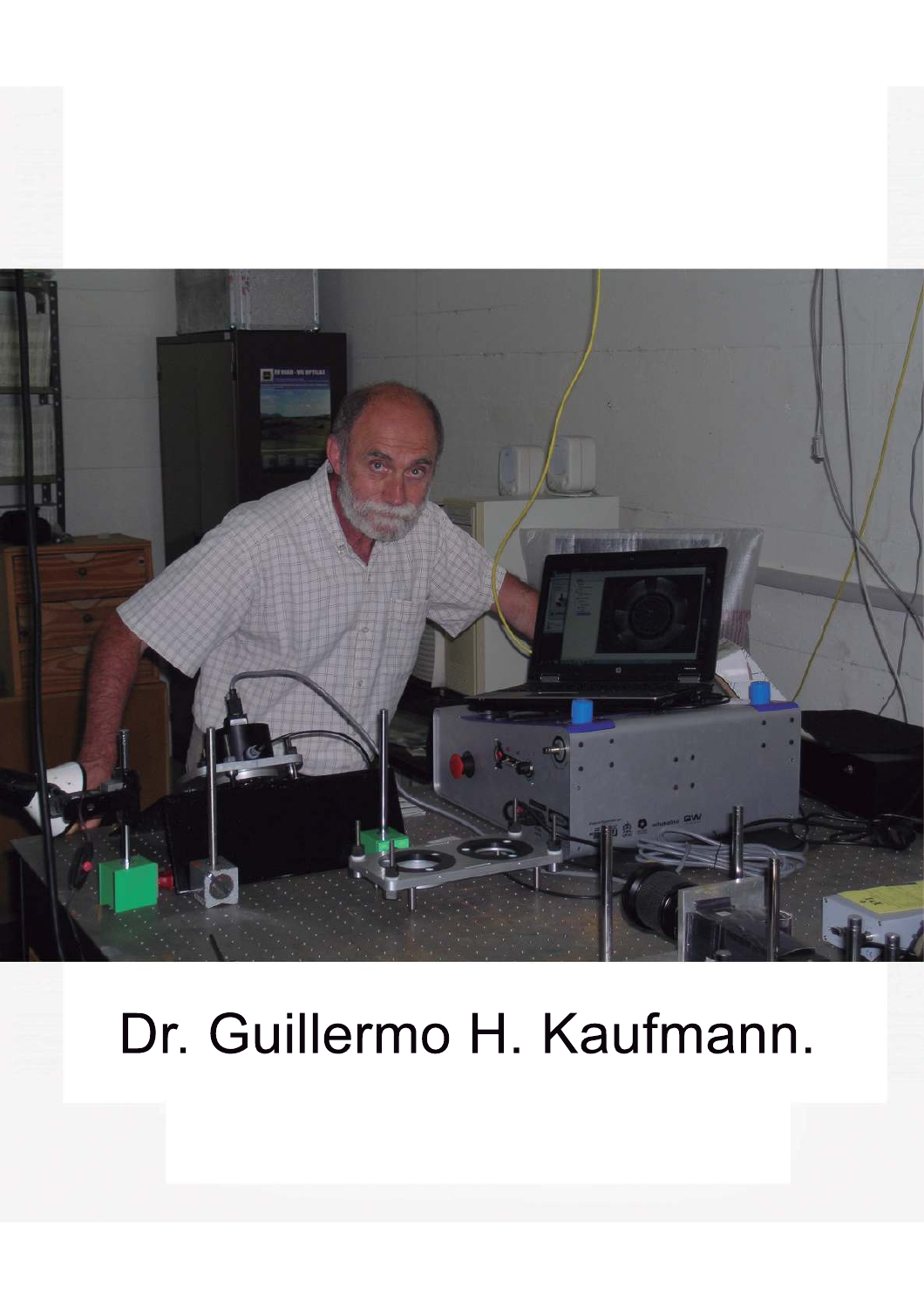Dr. Guillermo H. Kaufmann.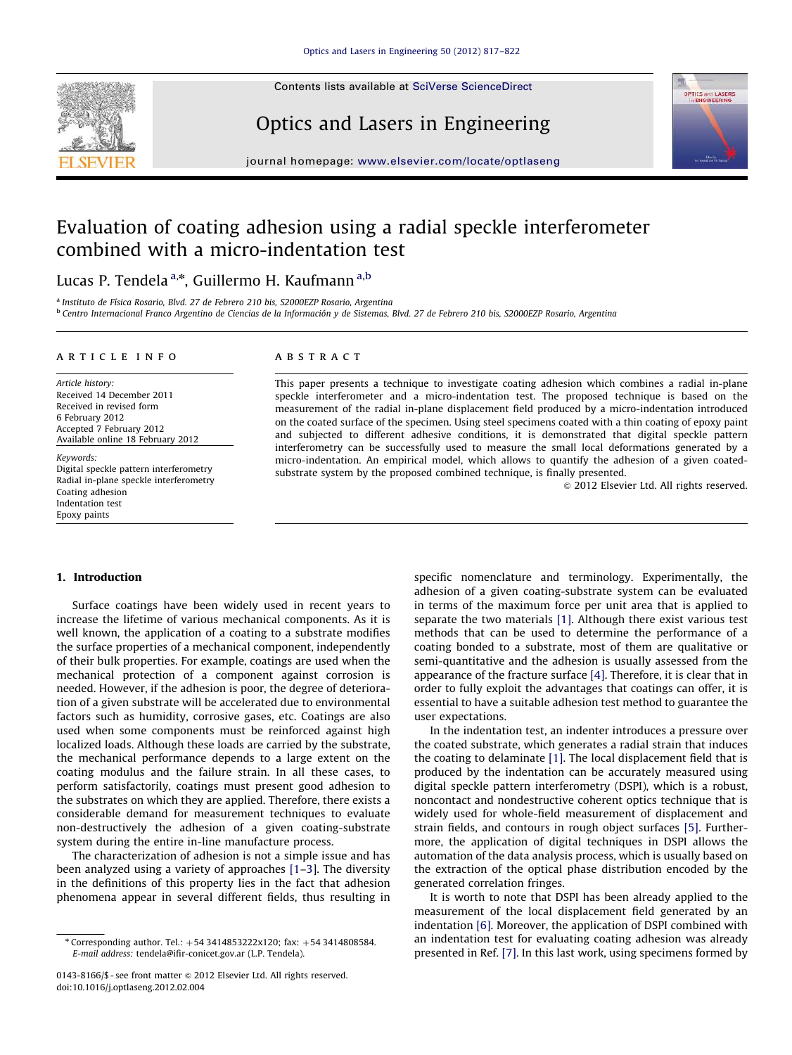# Evaluation of coating adhesion using a radial speckle interferometer combined with a micro-indentation test

Lucas P. Tendela [a,*], Guillermo H. Kaufmann [a,b]

[a] Instituto de Física Rosario, Blvd. 27 de Febrero 210 bis, S2000EZP Rosario, Argentina

[b] Centro Internacional Franco Argentino de Ciencias de la Información y de Sistemas, Blvd. 27 de Febrero 210 bis, S2000EZP Rosario, Argentina

## ARTICLE INFO

*Article history:*
Received 14 December 2011
Received in revised form
6 February 2012
Accepted 7 February 2012
Available online 18 February 2012

*Keywords:*
Digital speckle pattern interferometry
Radial in-plane speckle interferometry
Coating adhesion
Indentation test
Epoxy paints

## ABSTRACT

This paper presents a technique to investigate coating adhesion which combines a radial in-plane speckle interferometer and a micro-indentation test. The proposed technique is based on the measurement of the radial in-plane displacement field produced by a micro-indentation introduced on the coated surface of the specimen. Using steel specimens coated with a thin coating of epoxy paint and subjected to different adhesive conditions, it is demonstrated that digital speckle pattern interferometry can be successfully used to measure the small local deformations generated by a micro-indentation. An empirical model, which allows to quantify the adhesion of a given coated-substrate system by the proposed combined technique, is finally presented.

© 2012 Elsevier Ltd. All rights reserved.

## 1. Introduction

Surface coatings have been widely used in recent years to increase the lifetime of various mechanical components. As it is well known, the application of a coating to a substrate modifies the surface properties of a mechanical component, independently of their bulk properties. For example, coatings are used when the mechanical protection of a component against corrosion is needed. However, if the adhesion is poor, the degree of deterioration of a given substrate will be accelerated due to environmental factors such as humidity, corrosive gases, etc. Coatings are also used when some components must be reinforced against high localized loads. Although these loads are carried by the substrate, the mechanical performance depends to a large extent on the coating modulus and the failure strain. In all these cases, to perform satisfactorily, coatings must present good adhesion to the substrates on which they are applied. Therefore, there exists a considerable demand for measurement techniques to evaluate non-destructively the adhesion of a given coating-substrate system during the entire in-line manufacture process.

The characterization of adhesion is not a simple issue and has been analyzed using a variety of approaches [1–3]. The diversity in the definitions of this property lies in the fact that adhesion phenomena appear in several different fields, thus resulting in specific nomenclature and terminology. Experimentally, the adhesion of a given coating-substrate system can be evaluated in terms of the maximum force per unit area that is applied to separate the two materials [1]. Although there exist various test methods that can be used to determine the performance of a coating bonded to a substrate, most of them are qualitative or semi-quantitative and the adhesion is usually assessed from the appearance of the fracture surface [4]. Therefore, it is clear that in order to fully exploit the advantages that coatings can offer, it is essential to have a suitable adhesion test method to guarantee the user expectations.

In the indentation test, an indenter introduces a pressure over the coated substrate, which generates a radial strain that induces the coating to delaminate [1]. The local displacement field that is produced by the indentation can be accurately measured using digital speckle pattern interferometry (DSPI), which is a robust, noncontact and nondestructive coherent optics technique that is widely used for whole-field measurement of displacement and strain fields, and contours in rough object surfaces [5]. Furthermore, the application of digital techniques in DSPI allows the automation of the data analysis process, which is usually based on the extraction of the optical phase distribution encoded by the generated correlation fringes.

It is worth to note that DSPI has been already applied to the measurement of the local displacement field generated by an indentation [6]. Moreover, the application of DSPI combined with an indentation test for evaluating coating adhesion was already presented in Ref. [7]. In this last work, using specimens formed by

\* Corresponding author. Tel.: +54 3414853222x120; fax: +54 3414808584.
E-mail address: tendela@ifir-conicet.gov.ar (L.P. Tendela).

0143-8166/$ - see front matter © 2012 Elsevier Ltd. All rights reserved.
doi:10.1016/j.optlaseng.2012.02.004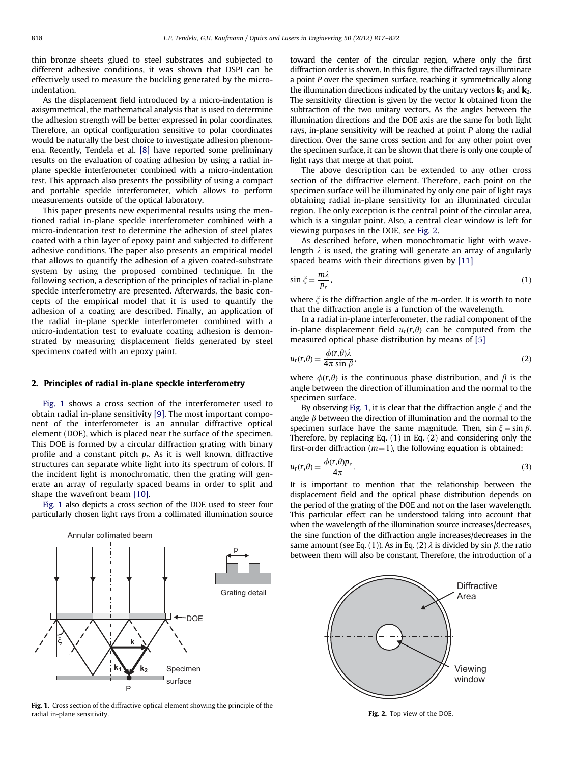thin bronze sheets glued to steel substrates and subjected to different adhesive conditions, it was shown that DSPI can be effectively used to measure the buckling generated by the micro-indentation.

As the displacement field introduced by a micro-indentation is axisymmetrical, the mathematical analysis that is used to determine the adhesion strength will be better expressed in polar coordinates. Therefore, an optical configuration sensitive to polar coordinates would be naturally the best choice to investigate adhesion phenomena. Recently, Tendela et al. [8] have reported some preliminary results on the evaluation of coating adhesion by using a radial in-plane speckle interferometer combined with a micro-indentation test. This approach also presents the possibility of using a compact and portable speckle interferometer, which allows to perform measurements outside of the optical laboratory.

This paper presents new experimental results using the mentioned radial in-plane speckle interferometer combined with a micro-indentation test to determine the adhesion of steel plates coated with a thin layer of epoxy paint and subjected to different adhesive conditions. The paper also presents an empirical model that allows to quantify the adhesion of a given coated-substrate system by using the proposed combined technique. In the following section, a description of the principles of radial in-plane speckle interferometry are presented. Afterwards, the basic concepts of the empirical model that it is used to quantify the adhesion of a coating are described. Finally, an application of the radial in-plane speckle interferometer combined with a micro-indentation test to evaluate coating adhesion is demonstrated by measuring displacement fields generated by steel specimens coated with an epoxy paint.

## 2. Principles of radial in-plane speckle interferometry

Fig. 1 shows a cross section of the interferometer used to obtain radial in-plane sensitivity [9]. The most important component of the interferometer is an annular diffractive optical element (DOE), which is placed near the surface of the specimen. This DOE is formed by a circular diffraction grating with binary profile and a constant pitch $p_r$. As it is well known, diffractive structures can separate white light into its spectrum of colors. If the incident light is monochromatic, then the grating will generate an array of regularly spaced beams in order to split and shape the wavefront beam [10].

Fig. 1 also depicts a cross section of the DOE used to steer four particularly chosen light rays from a collimated illumination source toward the center of the circular region, where only the first diffraction order is shown. In this figure, the diffracted rays illuminate a point $P$ over the specimen surface, reaching it symmetrically along the illumination directions indicated by the unitary vectors $\mathbf{k}_1$ and $\mathbf{k}_2$. The sensitivity direction is given by the vector $\mathbf{k}$ obtained from the subtraction of the two unitary vectors. As the angles between the illumination directions and the DOE axis are the same for both light rays, in-plane sensitivity will be reached at point $P$ along the radial direction. Over the same cross section and for any other point over the specimen surface, it can be shown that there is only one couple of light rays that merge at that point.

Fig. 1. Cross section of the diffractive optical element showing the principle of the radial in-plane sensitivity.

The above description can be extended to any other cross section of the diffractive element. Therefore, each point on the specimen surface will be illuminated by only one pair of light rays obtaining radial in-plane sensitivity for an illuminated circular region. The only exception is the central point of the circular area, which is a singular point. Also, a central clear window is left for viewing purposes in the DOE, see Fig. 2.

As described before, when monochromatic light with wavelength $\lambda$ is used, the grating will generate an array of angularly spaced beams with their directions given by [11]

$$\sin\xi = \frac{m\lambda}{p_r}, \tag{1}$$

where $\xi$ is the diffraction angle of the $m$-order. It is worth to note that the diffraction angle is a function of the wavelength.

In a radial in-plane interferometer, the radial component of the in-plane displacement field $u_r(r,\theta)$ can be computed from the measured optical phase distribution by means of [5]

$$u_r(r,\theta) = \frac{\phi(r,\theta)\lambda}{4\pi\sin\beta}, \tag{2}$$

where $\phi(r,\theta)$ is the continuous phase distribution, and $\beta$ is the angle between the direction of illumination and the normal to the specimen surface.

By observing Fig. 1, it is clear that the diffraction angle $\xi$ and the angle $\beta$ between the direction of illumination and the normal to the specimen surface have the same magnitude. Then, $\sin\xi = \sin\beta$. Therefore, by replacing Eq. (1) in Eq. (2) and considering only the first-order diffraction ($m=1$), the following equation is obtained:

$$u_r(r,\theta) = \frac{\phi(r,\theta)p_r}{4\pi}. \tag{3}$$

It is important to mention that the relationship between the displacement field and the optical phase distribution depends on the period of the grating of the DOE and not on the laser wavelength. This particular effect can be understood taking into account that when the wavelength of the illumination source increases/decreases, the sine function of the diffraction angle increases/decreases in the same amount (see Eq. (1)). As in Eq. (2) $\lambda$ is divided by $\sin\beta$, the ratio between them will also be constant. Therefore, the introduction of a

Fig. 2. Top view of the DOE.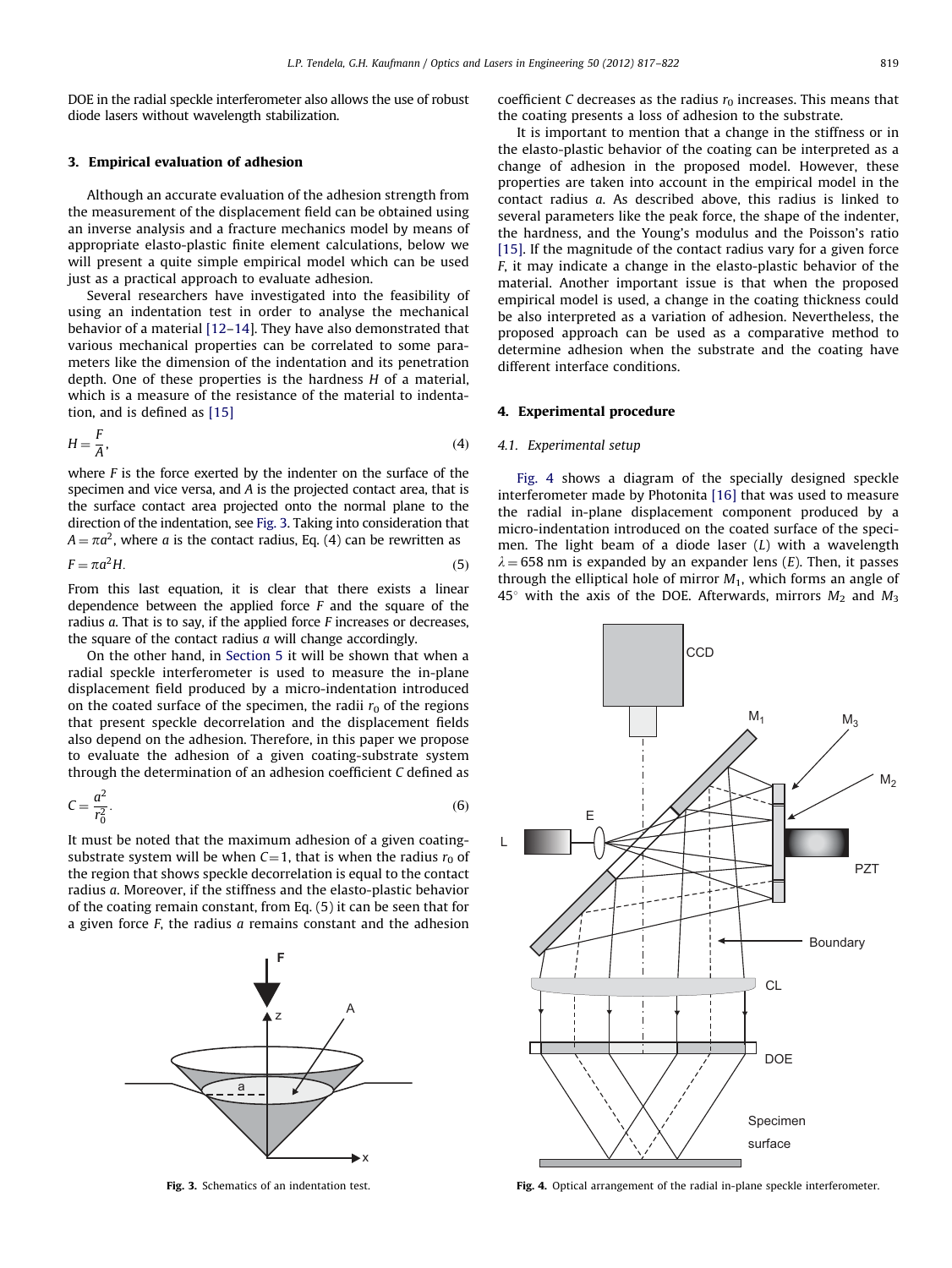DOE in the radial speckle interferometer also allows the use of robust diode lasers without wavelength stabilization.

## 3. Empirical evaluation of adhesion

Although an accurate evaluation of the adhesion strength from the measurement of the displacement field can be obtained using an inverse analysis and a fracture mechanics model by means of appropriate elasto-plastic finite element calculations, below we will present a quite simple empirical model which can be used just as a practical approach to evaluate adhesion.

Several researchers have investigated into the feasibility of using an indentation test in order to analyse the mechanical behavior of a material [12–14]. They have also demonstrated that various mechanical properties can be correlated to some parameters like the dimension of the indentation and its penetration depth. One of these properties is the hardness $H$ of a material, which is a measure of the resistance of the material to indentation, and is defined as [15]

$$H = \frac{F}{A}, \tag{4}$$

where $F$ is the force exerted by the indenter on the surface of the specimen and vice versa, and $A$ is the projected contact area, that is the surface contact area projected onto the normal plane to the direction of the indentation, see Fig. 3. Taking into consideration that $A = \pi a^2$, where $a$ is the contact radius, Eq. (4) can be rewritten as

$$F = \pi a^2 H. \tag{5}$$

From this last equation, it is clear that there exists a linear dependence between the applied force $F$ and the square of the radius $a$. That is to say, if the applied force $F$ increases or decreases, the square of the contact radius $a$ will change accordingly.

On the other hand, in Section 5 it will be shown that when a radial speckle interferometer is used to measure the in-plane displacement field produced by a micro-indentation introduced on the coated surface of the specimen, the radii $r_0$ of the regions that present speckle decorrelation and the displacement fields also depend on the adhesion. Therefore, in this paper we propose to evaluate the adhesion of a given coating-substrate system through the determination of an adhesion coefficient $C$ defined as

$$C = \frac{a^2}{r_0^2}. \tag{6}$$

It must be noted that the maximum adhesion of a given coating-substrate system will be when $C=1$, that is when the radius $r_0$ of the region that shows speckle decorrelation is equal to the contact radius $a$. Moreover, if the stiffness and the elasto-plastic behavior of the coating remain constant, from Eq. (5) it can be seen that for a given force $F$, the radius $a$ remains constant and the adhesion coefficient $C$ decreases as the radius $r_0$ increases. This means that the coating presents a loss of adhesion to the substrate.

Fig. 3. Schematics of an indentation test.

It is important to mention that a change in the stiffness or in the elasto-plastic behavior of the coating can be interpreted as a change of adhesion in the proposed model. However, these properties are taken into account in the empirical model in the contact radius $a$. As described above, this radius is linked to several parameters like the peak force, the shape of the indenter, the hardness, and the Young's modulus and the Poisson's ratio [15]. If the magnitude of the contact radius vary for a given force $F$, it may indicate a change in the elasto-plastic behavior of the material. Another important issue is that when the proposed empirical model is used, a change in the coating thickness could be also interpreted as a variation of adhesion. Nevertheless, the proposed approach can be used as a comparative method to determine adhesion when the substrate and the coating have different interface conditions.

## 4. Experimental procedure

### 4.1. Experimental setup

Fig. 4 shows a diagram of the specially designed speckle interferometer made by Photonita [16] that was used to measure the radial in-plane displacement component produced by a micro-indentation introduced on the coated surface of the specimen. The light beam of a diode laser ($L$) with a wavelength $\lambda = 658$ nm is expanded by an expander lens ($E$). Then, it passes through the elliptical hole of mirror $M_1$, which forms an angle of 45° with the axis of the DOE. Afterwards, mirrors $M_2$ and $M_3$

Fig. 4. Optical arrangement of the radial in-plane speckle interferometer.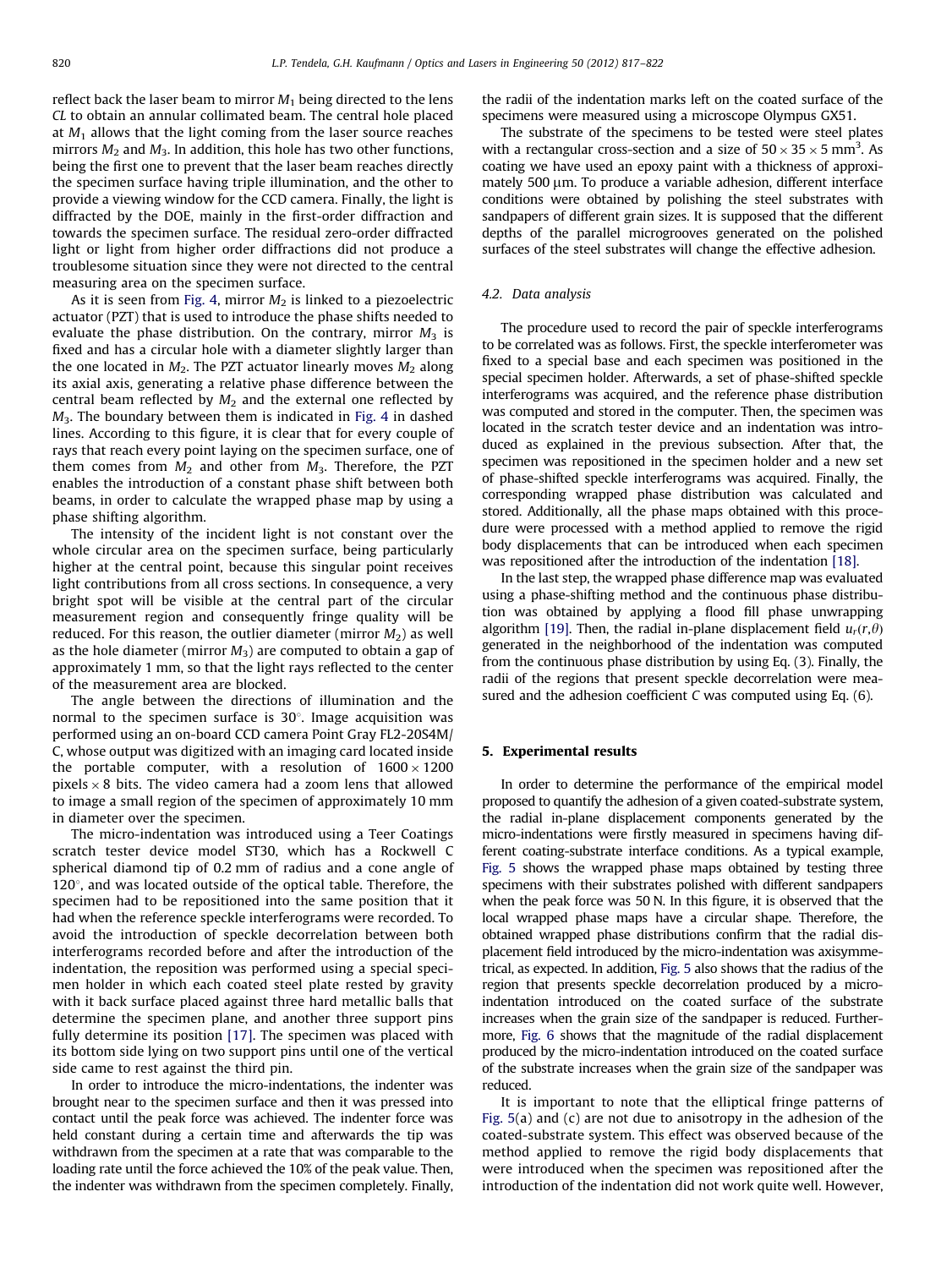reflect back the laser beam to mirror $M_1$ being directed to the lens *CL* to obtain an annular collimated beam. The central hole placed at $M_1$ allows that the light coming from the laser source reaches mirrors $M_2$ and $M_3$. In addition, this hole has two other functions, being the first one to prevent that the laser beam reaches directly the specimen surface having triple illumination, and the other to provide a viewing window for the CCD camera. Finally, the light is diffracted by the DOE, mainly in the first-order diffraction and towards the specimen surface. The residual zero-order diffracted light or light from higher order diffractions did not produce a troublesome situation since they were not directed to the central measuring area on the specimen surface.

As it is seen from Fig. 4, mirror $M_2$ is linked to a piezoelectric actuator (PZT) that is used to introduce the phase shifts needed to evaluate the phase distribution. On the contrary, mirror $M_3$ is fixed and has a circular hole with a diameter slightly larger than the one located in $M_2$. The PZT actuator linearly moves $M_2$ along its axial axis, generating a relative phase difference between the central beam reflected by $M_2$ and the external one reflected by $M_3$. The boundary between them is indicated in Fig. 4 in dashed lines. According to this figure, it is clear that for every couple of rays that reach every point laying on the specimen surface, one of them comes from $M_2$ and other from $M_3$. Therefore, the PZT enables the introduction of a constant phase shift between both beams, in order to calculate the wrapped phase map by using a phase shifting algorithm.

The intensity of the incident light is not constant over the whole circular area on the specimen surface, being particularly higher at the central point, because this singular point receives light contributions from all cross sections. In consequence, a very bright spot will be visible at the central part of the circular measurement region and consequently fringe quality will be reduced. For this reason, the outlier diameter (mirror $M_2$) as well as the hole diameter (mirror $M_3$) are computed to obtain a gap of approximately 1 mm, so that the light rays reflected to the center of the measurement area are blocked.

The angle between the directions of illumination and the normal to the specimen surface is 30°. Image acquisition was performed using an on-board CCD camera Point Gray FL2-20S4M/C, whose output was digitized with an imaging card located inside the portable computer, with a resolution of $1600 \times 1200$ pixels $\times$ 8 bits. The video camera had a zoom lens that allowed to image a small region of the specimen of approximately 10 mm in diameter over the specimen.

The micro-indentation was introduced using a Teer Coatings scratch tester device model ST30, which has a Rockwell C spherical diamond tip of 0.2 mm of radius and a cone angle of 120°, and was located outside of the optical table. Therefore, the specimen had to be repositioned into the same position that it had when the reference speckle interferograms were recorded. To avoid the introduction of speckle decorrelation between both interferograms recorded before and after the introduction of the indentation, the reposition was performed using a special specimen holder in which each coated steel plate rested by gravity with it back surface placed against three hard metallic balls that determine the specimen plane, and another three support pins fully determine its position [17]. The specimen was placed with its bottom side lying on two support pins until one of the vertical side came to rest against the third pin.

In order to introduce the micro-indentations, the indenter was brought near to the specimen surface and then it was pressed into contact until the peak force was achieved. The indenter force was held constant during a certain time and afterwards the tip was withdrawn from the specimen at a rate that was comparable to the loading rate until the force achieved the 10% of the peak value. Then, the indenter was withdrawn from the specimen completely. Finally, the radii of the indentation marks left on the coated surface of the specimens were measured using a microscope Olympus GX51.

The substrate of the specimens to be tested were steel plates with a rectangular cross-section and a size of $50 \times 35 \times 5$ mm$^3$. As coating we have used an epoxy paint with a thickness of approximately 500 μm. To produce a variable adhesion, different interface conditions were obtained by polishing the steel substrates with sandpapers of different grain sizes. It is supposed that the different depths of the parallel microgrooves generated on the polished surfaces of the steel substrates will change the effective adhesion.

### 4.2. Data analysis

The procedure used to record the pair of speckle interferograms to be correlated was as follows. First, the speckle interferometer was fixed to a special base and each specimen was positioned in the special specimen holder. Afterwards, a set of phase-shifted speckle interferograms was acquired, and the reference phase distribution was computed and stored in the computer. Then, the specimen was located in the scratch tester device and an indentation was introduced as explained in the previous subsection. After that, the specimen was repositioned in the specimen holder and a new set of phase-shifted speckle interferograms was acquired. Finally, the corresponding wrapped phase distribution was calculated and stored. Additionally, all the phase maps obtained with this procedure were processed with a method applied to remove the rigid body displacements that can be introduced when each specimen was repositioned after the introduction of the indentation [18].

In the last step, the wrapped phase difference map was evaluated using a phase-shifting method and the continuous phase distribution was obtained by applying a flood fill phase unwrapping algorithm [19]. Then, the radial in-plane displacement field $u_r(r,\theta)$ generated in the neighborhood of the indentation was computed from the continuous phase distribution by using Eq. (3). Finally, the radii of the regions that present speckle decorrelation were measured and the adhesion coefficient $C$ was computed using Eq. (6).

## 5. Experimental results

In order to determine the performance of the empirical model proposed to quantify the adhesion of a given coated-substrate system, the radial in-plane displacement components generated by the micro-indentations were firstly measured in specimens having different coating-substrate interface conditions. As a typical example, Fig. 5 shows the wrapped phase maps obtained by testing three specimens with their substrates polished with different sandpapers when the peak force was 50 N. In this figure, it is observed that the local wrapped phase maps have a circular shape. Therefore, the obtained wrapped phase distributions confirm that the radial displacement field introduced by the micro-indentation was axisymmetrical, as expected. In addition, Fig. 5 also shows that the radius of the region that presents speckle decorrelation produced by a micro-indentation introduced on the coated surface of the substrate increases when the grain size of the sandpaper is reduced. Furthermore, Fig. 6 shows that the magnitude of the radial displacement produced by the micro-indentation introduced on the coated surface of the substrate increases when the grain size of the sandpaper was reduced.

It is important to note that the elliptical fringe patterns of Fig. 5(a) and (c) are not due to anisotropy in the adhesion of the coated-substrate system. This effect was observed because of the method applied to remove the rigid body displacements that were introduced when the specimen was repositioned after the introduction of the indentation did not work quite well. However,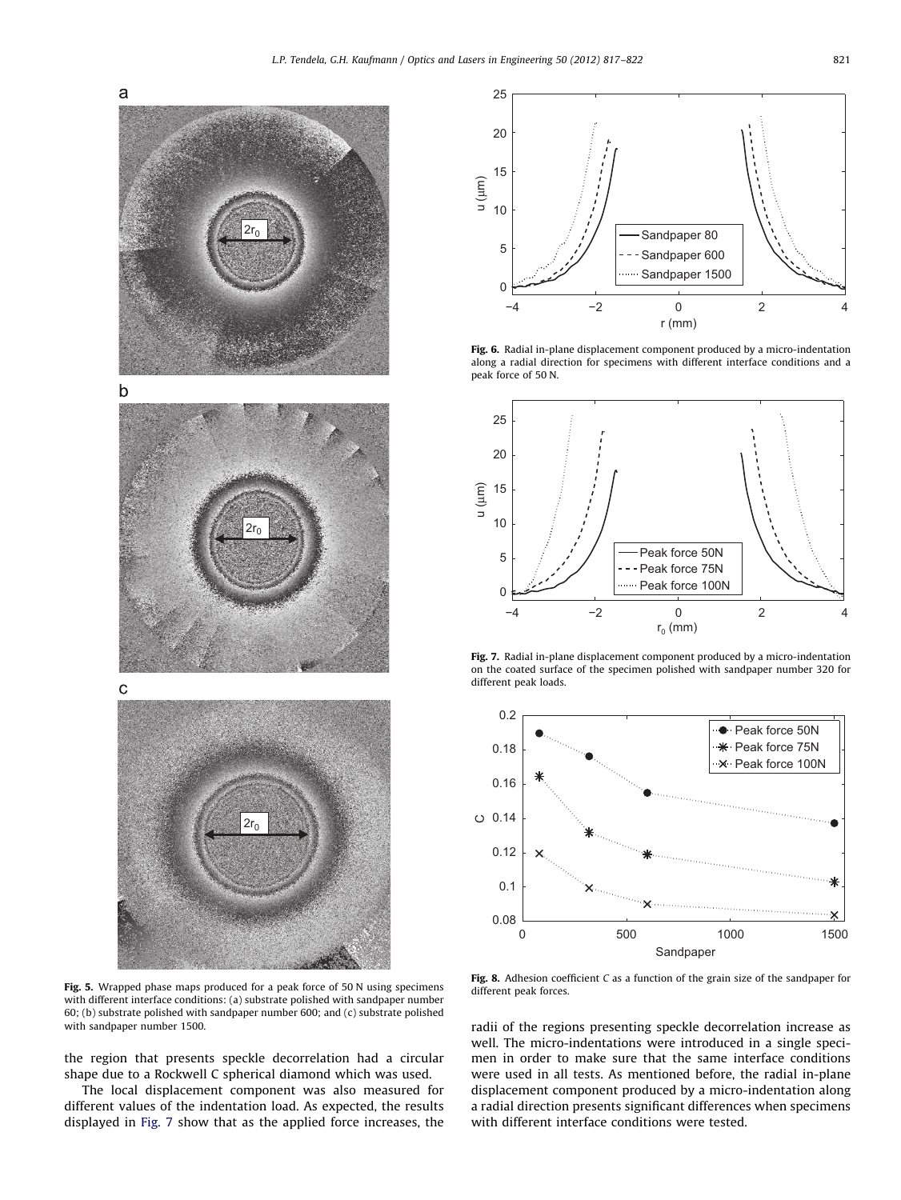Fig. 5. Wrapped phase maps produced for a peak force of 50 N using specimens with different interface conditions: (a) substrate polished with sandpaper number 60; (b) substrate polished with sandpaper number 600; and (c) substrate polished with sandpaper number 1500.

Fig. 6. Radial in-plane displacement component produced by a micro-indentation along a radial direction for specimens with different interface conditions and a peak force of 50 N.

Fig. 7. Radial in-plane displacement component produced by a micro-indentation on the coated surface of the specimen polished with sandpaper number 320 for different peak loads.

Fig. 8. Adhesion coefficient $C$ as a function of the grain size of the sandpaper for different peak forces.

the region that presents speckle decorrelation had a circular shape due to a Rockwell C spherical diamond which was used.

The local displacement component was also measured for different values of the indentation load. As expected, the results displayed in Fig. 7 show that as the applied force increases, the radii of the regions presenting speckle decorrelation increase as well. The micro-indentations were introduced in a single specimen in order to make sure that the same interface conditions were used in all tests. As mentioned before, the radial in-plane displacement component produced by a micro-indentation along a radial direction presents significant differences when specimens with different interface conditions were tested.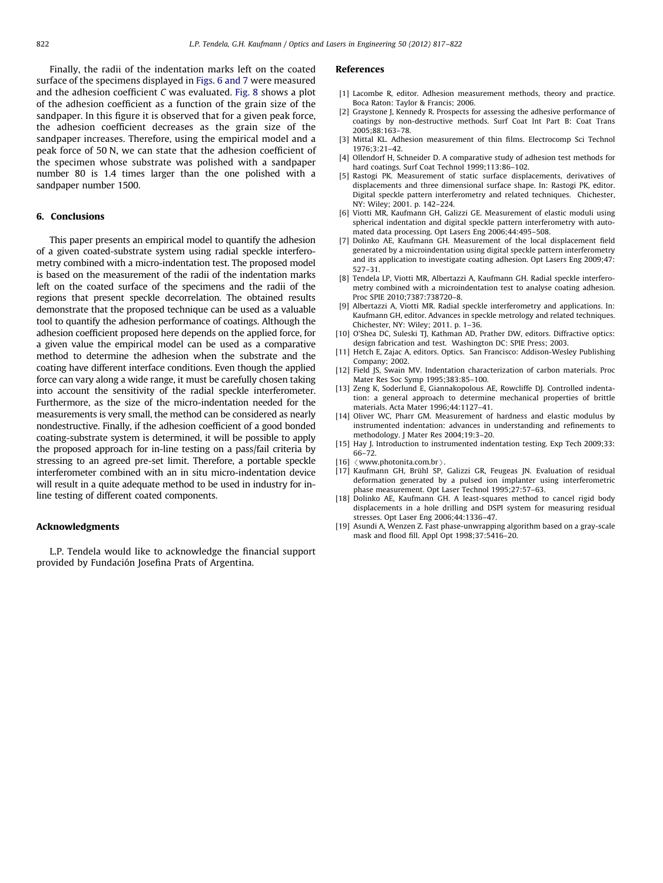Finally, the radii of the indentation marks left on the coated surface of the specimens displayed in Figs. 6 and 7 were measured and the adhesion coefficient $C$ was evaluated. Fig. 8 shows a plot of the adhesion coefficient as a function of the grain size of the sandpaper. In this figure it is observed that for a given peak force, the adhesion coefficient decreases as the grain size of the sandpaper increases. Therefore, using the empirical model and a peak force of 50 N, we can state that the adhesion coefficient of the specimen whose substrate was polished with a sandpaper number 80 is 1.4 times larger than the one polished with a sandpaper number 1500.

## 6. Conclusions

This paper presents an empirical model to quantify the adhesion of a given coated-substrate system using radial speckle interferometry combined with a micro-indentation test. The proposed model is based on the measurement of the radii of the indentation marks left on the coated surface of the specimens and the radii of the regions that present speckle decorrelation. The obtained results demonstrate that the proposed technique can be used as a valuable tool to quantify the adhesion performance of coatings. Although the adhesion coefficient proposed here depends on the applied force, for a given value the empirical model can be used as a comparative method to determine the adhesion when the substrate and the coating have different interface conditions. Even though the applied force can vary along a wide range, it must be carefully chosen taking into account the sensitivity of the radial speckle interferometer. Furthermore, as the size of the micro-indentation needed for the measurements is very small, the method can be considered as nearly nondestructive. Finally, if the adhesion coefficient of a good bonded coating-substrate system is determined, it will be possible to apply the proposed approach for in-line testing on a pass/fail criteria by stressing to an agreed pre-set limit. Therefore, a portable speckle interferometer combined with an in situ micro-indentation device will result in a quite adequate method to be used in industry for in-line testing of different coated components.

## Acknowledgments

L.P. Tendela would like to acknowledge the financial support provided by Fundación Josefina Prats of Argentina.

## References

[1] Lacombe R, editor. Adhesion measurement methods, theory and practice. Boca Raton: Taylor & Francis; 2006.

[2] Graystone J, Kennedy R. Prospects for assessing the adhesive performance of coatings by non-destructive methods. Surf Coat Int Part B: Coat Trans 2005;88:163–78.

[3] Mittal KL. Adhesion measurement of thin films. Electrocomp Sci Technol 1976;3:21–42.

[4] Ollendorf H, Schneider D. A comparative study of adhesion test methods for hard coatings. Surf Coat Technol 1999;113:86–102.

[5] Rastogi PK. Measurement of static surface displacements, derivatives of displacements and three dimensional surface shape. In: Rastogi PK, editor. Digital speckle pattern interferometry and related techniques. Chichester, NY: Wiley; 2001. p. 142–224.

[6] Viotti MR, Kaufmann GH, Galizzi GE. Measurement of elastic moduli using spherical indentation and digital speckle pattern interferometry with automated data processing. Opt Lasers Eng 2006;44:495–508.

[7] Dolinko AE, Kaufmann GH. Measurement of the local displacement field generated by a microindentation using digital speckle pattern interferometry and its application to investigate coating adhesion. Opt Lasers Eng 2009;47: 527–31.

[8] Tendela LP, Viotti MR, Albertazzi A, Kaufmann GH. Radial speckle interferometry combined with a microindentation test to analyse coating adhesion. Proc SPIE 2010;7387:738720–8.

[9] Albertazzi A, Viotti MR. Radial speckle interferometry and applications. In: Kaufmann GH, editor. Advances in speckle metrology and related techniques. Chichester, NY: Wiley; 2011. p. 1–36.

[10] O'Shea DC, Suleski TJ, Kathman AD, Prather DW, editors. Diffractive optics: design fabrication and test. Washington DC: SPIE Press; 2003.

[11] Hetch E, Zajac A, editors. Optics. San Francisco: Addison-Wesley Publishing Company; 2002.

[12] Field JS, Swain MV. Indentation characterization of carbon materials. Proc Mater Res Soc Symp 1995;383:85–100.

[13] Zeng K, Soderlund E, Giannakopolous AE, Rowcliffe DJ. Controlled indentation: a general approach to determine mechanical properties of brittle materials. Acta Mater 1996;44:1127–41.

[14] Oliver WC, Pharr GM. Measurement of hardness and elastic modulus by instrumented indentation: advances in understanding and refinements to methodology. J Mater Res 2004;19:3–20.

[15] Hay J. Introduction to instrumented indentation testing. Exp Tech 2009;33: 66–72.

[16] 〈www.photonita.com.br〉.

[17] Kaufmann GH, Brühl SP, Galizzi GR, Feugeas JN. Evaluation of residual deformation generated by a pulsed ion implanter using interferometric phase measurement. Opt Laser Technol 1995;27:57–63.

[18] Dolinko AE, Kaufmann GH. A least-squares method to cancel rigid body displacements in a hole drilling and DSPI system for measuring residual stresses. Opt Laser Eng 2006;44:1336–47.

[19] Asundi A, Wenzen Z. Fast phase-unwrapping algorithm based on a gray-scale mask and flood fill. Appl Opt 1998;37:5416–20.